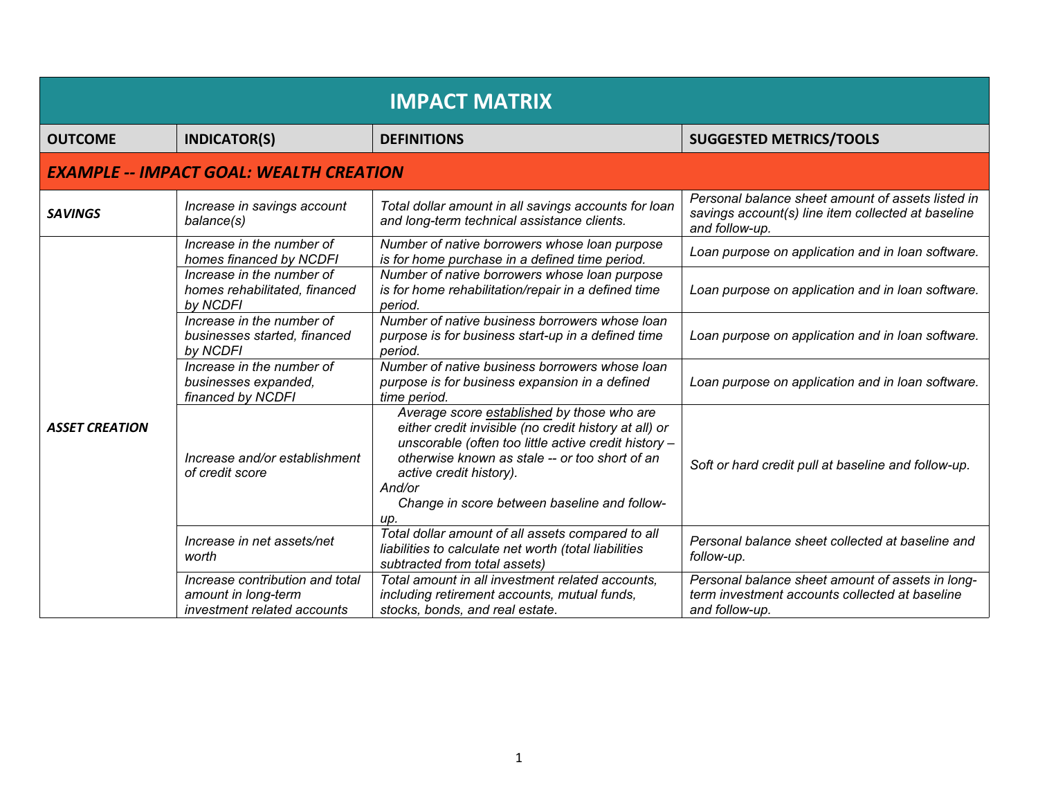| IMPACT MATRIX | | | |
|---|---|---|---|
| **OUTCOME** | **INDICATOR(S)** | **DEFINITIONS** | **SUGGESTED METRICS/TOOLS** |
| ***EXAMPLE -- IMPACT GOAL: WEALTH CREATION*** | | | |
| ***SAVINGS*** | *Increase in savings account balance(s)* | *Total dollar amount in all savings accounts for loan and long-term technical assistance clients.* | *Personal balance sheet amount of assets listed in savings account(s) line item collected at baseline and follow-up.* |
| ***ASSET CREATION*** | *Increase in the number of homes financed by NCDFI* | *Number of native borrowers whose loan purpose is for home purchase in a defined time period.* | *Loan purpose on application and in loan software.* |
| | *Increase in the number of homes rehabilitated, financed by NCDFI* | *Number of native borrowers whose loan purpose is for home rehabilitation/repair in a defined time period.* | *Loan purpose on application and in loan software.* |
| | *Increase in the number of businesses started, financed by NCDFI* | *Number of native business borrowers whose loan purpose is for business start-up in a defined time period.* | *Loan purpose on application and in loan software.* |
| | *Increase in the number of businesses expanded, financed by NCDFI* | *Number of native business borrowers whose loan purpose is for business expansion in a defined time period.* | *Loan purpose on application and in loan software.* |
| | *Increase and/or establishment of credit score* | *Average score established by those who are either credit invisible (no credit history at all) or unscorable (often too little active credit history – otherwise known as stale -- or too short of an active credit history).* *And/or* *Change in score between baseline and follow-up.* | *Soft or hard credit pull at baseline and follow-up.* |
| | *Increase in net assets/net worth* | *Total dollar amount of all assets compared to all liabilities to calculate net worth (total liabilities subtracted from total assets)* | *Personal balance sheet collected at baseline and follow-up.* |
| | *Increase contribution and total amount in long-term investment related accounts* | *Total amount in all investment related accounts, including retirement accounts, mutual funds, stocks, bonds, and real estate.* | *Personal balance sheet amount of assets in long-term investment accounts collected at baseline and follow-up.* |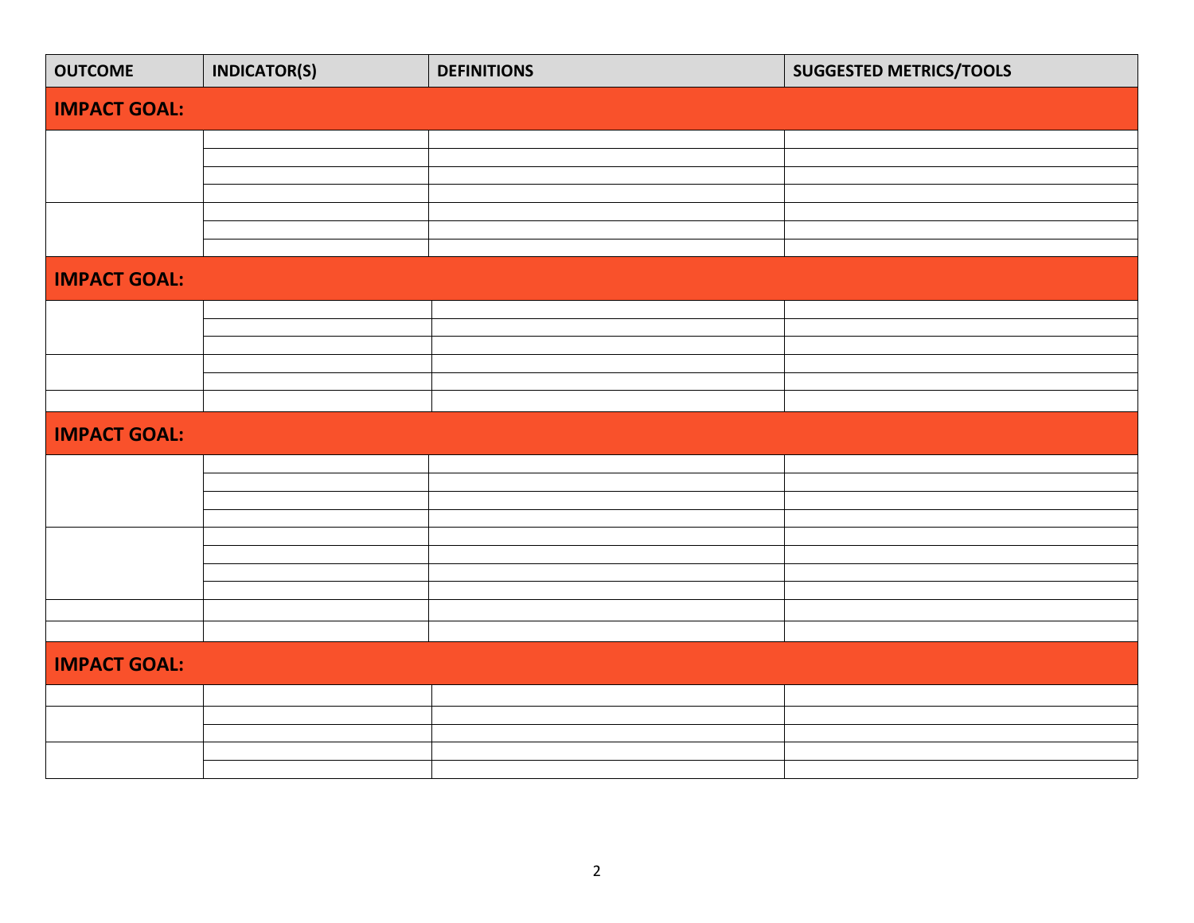| OUTCOME | INDICATOR(S) | DEFINITIONS | SUGGESTED METRICS/TOOLS |
|---|---|---|---|
| **IMPACT GOAL:** | | | |
| | | | |
| | | | |
| | | | |
| | | | |
| | | | |
| | | | |
| | | | |
| **IMPACT GOAL:** | | | |
| | | | |
| | | | |
| | | | |
| | | | |
| | | | |
| | | | |
| **IMPACT GOAL:** | | | |
| | | | |
| | | | |
| | | | |
| | | | |
| | | | |
| | | | |
| | | | |
| | | | |
| | | | |
| | | | |
| **IMPACT GOAL:** | | | |
| | | | |
| | | | |
| | | | |
| | | | |
| | | | |